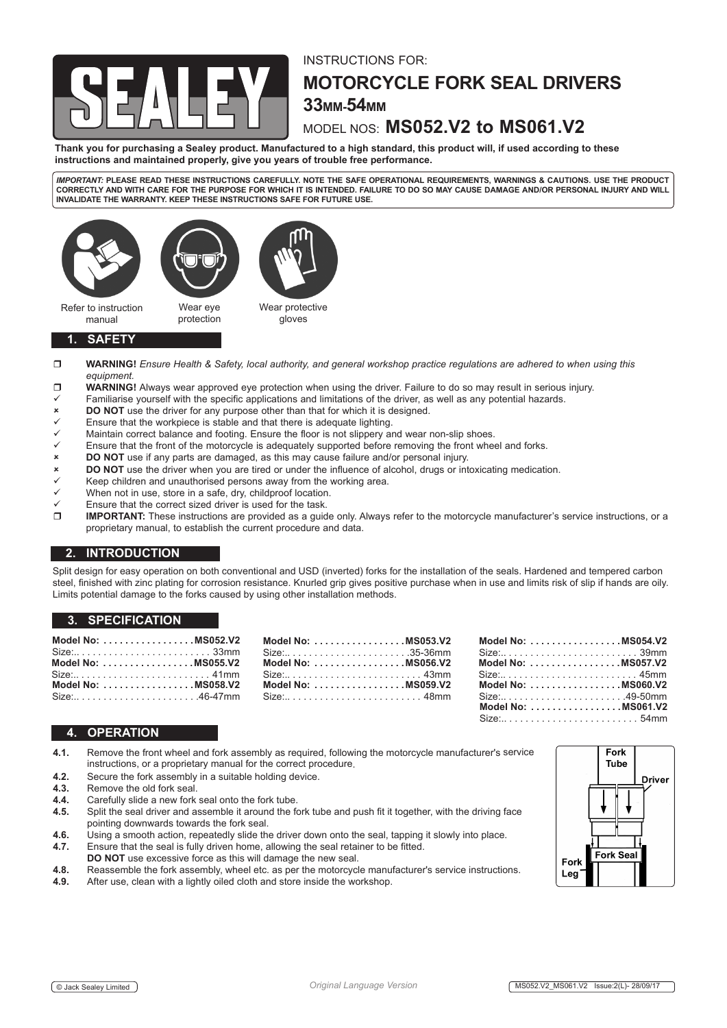INSTRUCTIONS FOR:

# MOTORCYCLE FORK SEAL DRIVERS 33MM-54MM

MODEL NOS: **MS052.V2 to MS061.V2**

**Thank you for purchasing a Sealey product. Manufactured to a high standard, this product will, if used according to these instructions and maintained properly, give you years of trouble free performance.**

***IMPORTANT:*** **PLEASE READ THESE INSTRUCTIONS CAREFULLY. NOTE THE SAFE OPERATIONAL REQUIREMENTS, WARNINGS & CAUTIONS. USE THE PRODUCT CORRECTLY AND WITH CARE FOR THE PURPOSE FOR WHICH IT IS INTENDED. FAILURE TO DO SO MAY CAUSE DAMAGE AND/OR PERSONAL INJURY AND WILL INVALIDATE THE WARRANTY. KEEP THESE INSTRUCTIONS SAFE FOR FUTURE USE.**

Refer to instruction manual | Wear eye protection | Wear protective gloves

## 1. SAFETY

- ❒ **WARNING!** *Ensure Health & Safety, local authority, and general workshop practice regulations are adhered to when using this equipment.*
- ❒ **WARNING!** Always wear approved eye protection when using the driver. Failure to do so may result in serious injury.
- ✓ Familiarise yourself with the specific applications and limitations of the driver, as well as any potential hazards.
- ✗ **DO NOT** use the driver for any purpose other than that for which it is designed.
- ✓ Ensure that the workpiece is stable and that there is adequate lighting.
- ✓ Maintain correct balance and footing. Ensure the floor is not slippery and wear non-slip shoes.
- ✓ Ensure that the front of the motorcycle is adequately supported before removing the front wheel and forks.
- ✗ **DO NOT** use if any parts are damaged, as this may cause failure and/or personal injury.
- ✗ **DO NOT** use the driver when you are tired or under the influence of alcohol, drugs or intoxicating medication.
- ✓ Keep children and unauthorised persons away from the working area.
- ✓ When not in use, store in a safe, dry, childproof location.
- ✓ Ensure that the correct sized driver is used for the task.
- ❒ **IMPORTANT:** These instructions are provided as a guide only. Always refer to the motorcycle manufacturer's service instructions, or a proprietary manual, to establish the current procedure and data.

## 2. INTRODUCTION

Split design for easy operation on both conventional and USD (inverted) forks for the installation of the seals. Hardened and tempered carbon steel, finished with zinc plating for corrosion resistance. Knurled grip gives positive purchase when in use and limits risk of slip if hands are oily. Limits potential damage to the forks caused by using other installation methods.

## 3. SPECIFICATION

| Model No: | Size: |
|---|---|
| MS052.V2 | 33mm |
| MS053.V2 | 35-36mm |
| MS054.V2 | 39mm |
| MS055.V2 | 41mm |
| MS056.V2 | 43mm |
| MS057.V2 | 45mm |
| MS058.V2 | 46-47mm |
| MS059.V2 | 48mm |
| MS060.V2 | 49-50mm |
| MS061.V2 | 54mm |

## 4. OPERATION

**4.1.** Remove the front wheel and fork assembly as required, following the motorcycle manufacturer's service instructions, or a proprietary manual for the correct procedure.
**4.2.** Secure the fork assembly in a suitable holding device.
**4.3.** Remove the old fork seal.
**4.4.** Carefully slide a new fork seal onto the fork tube.
**4.5.** Split the seal driver and assemble it around the fork tube and push fit it together, with the driving face pointing downwards towards the fork seal.
**4.6.** Using a smooth action, repeatedly slide the driver down onto the seal, tapping it slowly into place.
**4.7.** Ensure that the seal is fully driven home, allowing the seal retainer to be fitted.
**DO NOT** use excessive force as this will damage the new seal.
**4.8.** Reassemble the fork assembly, wheel etc. as per the motorcycle manufacturer's service instructions.
**4.9.** After use, clean with a lightly oiled cloth and store inside the workshop.

Fork Tube | Driver | Fork Seal | Fork Leg

© Jack Sealey Limited | *Original Language Version* | MS052.V2_MS061.V2 Issue:2(L)- 28/09/17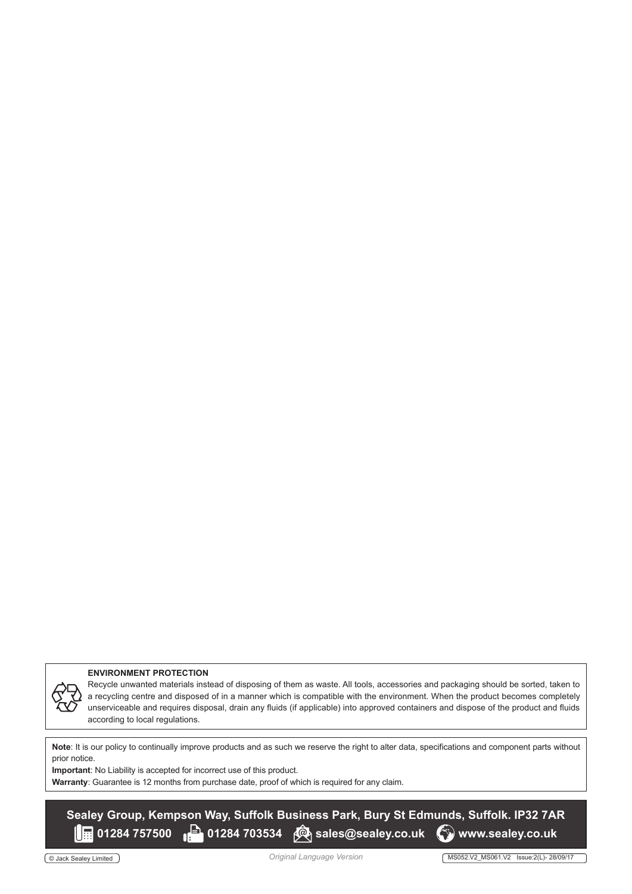**ENVIRONMENT PROTECTION**

Recycle unwanted materials instead of disposing of them as waste. All tools, accessories and packaging should be sorted, taken to a recycling centre and disposed of in a manner which is compatible with the environment. When the product becomes completely unserviceable and requires disposal, drain any fluids (if applicable) into approved containers and dispose of the product and fluids according to local regulations.

**Note**: It is our policy to continually improve products and as such we reserve the right to alter data, specifications and component parts without prior notice.

**Important**: No Liability is accepted for incorrect use of this product.

**Warranty**: Guarantee is 12 months from purchase date, proof of which is required for any claim.

**Sealey Group, Kempson Way, Suffolk Business Park, Bury St Edmunds, Suffolk. IP32 7AR**

**01284 757500 01284 703534 sales@sealey.co.uk www.sealey.co.uk**

© Jack Sealey Limited *Original Language Version* MS052.V2_MS061.V2 Issue:2(L)- 28/09/17